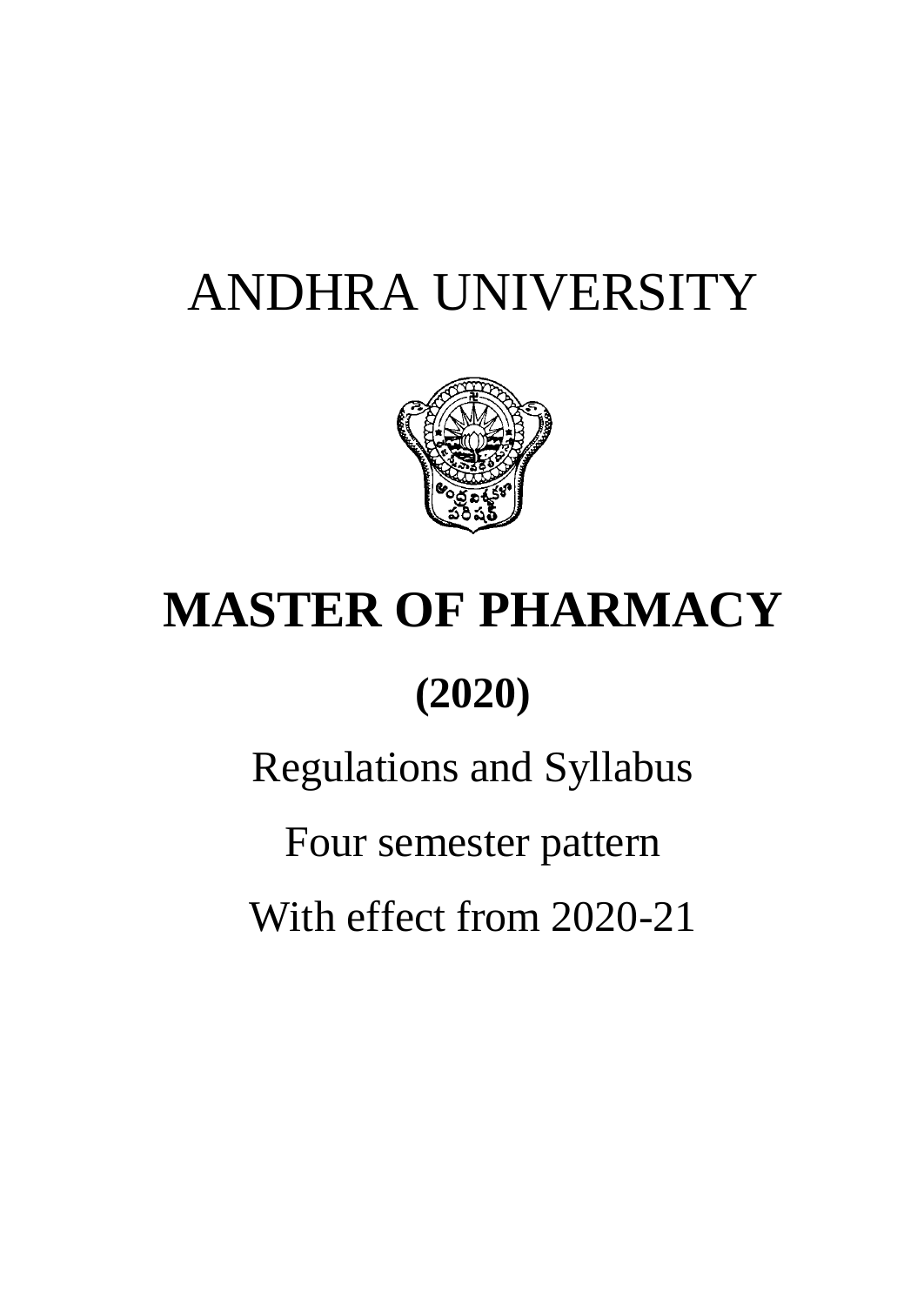# ANDHRA UNIVERSITY

# MASTER OF PHARMACY

## (2020)

Regulations and Syllabus

Four semester pattern

With effect from 2020-21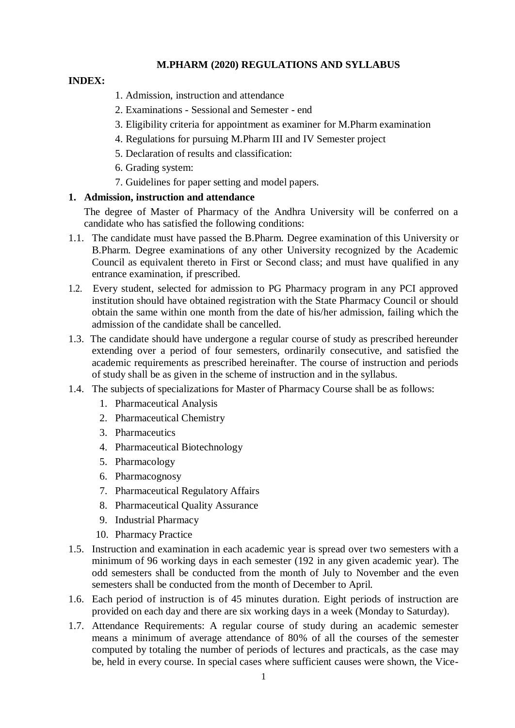## M.PHARM (2020) REGULATIONS AND SYLLABUS

**INDEX:**

1. Admission, instruction and attendance
2. Examinations - Sessional and Semester - end
3. Eligibility criteria for appointment as examiner for M.Pharm examination
4. Regulations for pursuing M.Pharm III and IV Semester project
5. Declaration of results and classification:
6. Grading system:
7. Guidelines for paper setting and model papers.

### 1. Admission, instruction and attendance

The degree of Master of Pharmacy of the Andhra University will be conferred on a candidate who has satisfied the following conditions:

1.1. The candidate must have passed the B.Pharm. Degree examination of this University or B.Pharm. Degree examinations of any other University recognized by the Academic Council as equivalent thereto in First or Second class; and must have qualified in any entrance examination, if prescribed.

1.2. Every student, selected for admission to PG Pharmacy program in any PCI approved institution should have obtained registration with the State Pharmacy Council or should obtain the same within one month from the date of his/her admission, failing which the admission of the candidate shall be cancelled.

1.3. The candidate should have undergone a regular course of study as prescribed hereunder extending over a period of four semesters, ordinarily consecutive, and satisfied the academic requirements as prescribed hereinafter. The course of instruction and periods of study shall be as given in the scheme of instruction and in the syllabus.

1.4. The subjects of specializations for Master of Pharmacy Course shall be as follows:

1. Pharmaceutical Analysis
2. Pharmaceutical Chemistry
3. Pharmaceutics
4. Pharmaceutical Biotechnology
5. Pharmacology
6. Pharmacognosy
7. Pharmaceutical Regulatory Affairs
8. Pharmaceutical Quality Assurance
9. Industrial Pharmacy
10. Pharmacy Practice

1.5. Instruction and examination in each academic year is spread over two semesters with a minimum of 96 working days in each semester (192 in any given academic year). The odd semesters shall be conducted from the month of July to November and the even semesters shall be conducted from the month of December to April.

1.6. Each period of instruction is of 45 minutes duration. Eight periods of instruction are provided on each day and there are six working days in a week (Monday to Saturday).

1.7. Attendance Requirements: A regular course of study during an academic semester means a minimum of average attendance of 80% of all the courses of the semester computed by totaling the number of periods of lectures and practicals, as the case may be, held in every course. In special cases where sufficient causes were shown, the Vice-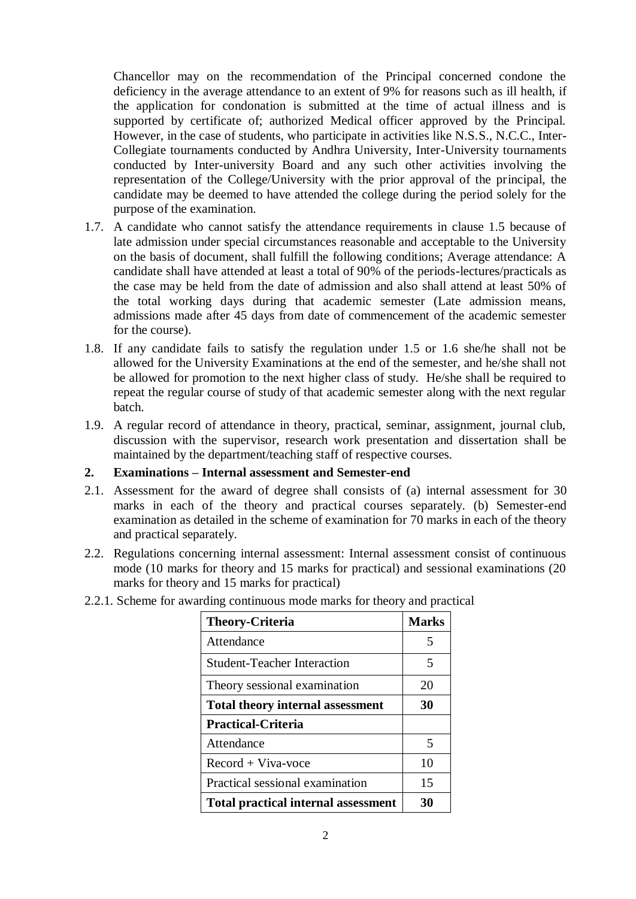Chancellor may on the recommendation of the Principal concerned condone the deficiency in the average attendance to an extent of 9% for reasons such as ill health, if the application for condonation is submitted at the time of actual illness and is supported by certificate of; authorized Medical officer approved by the Principal. However, in the case of students, who participate in activities like N.S.S., N.C.C., Inter-Collegiate tournaments conducted by Andhra University, Inter-University tournaments conducted by Inter-university Board and any such other activities involving the representation of the College/University with the prior approval of the principal, the candidate may be deemed to have attended the college during the period solely for the purpose of the examination.

1.7. A candidate who cannot satisfy the attendance requirements in clause 1.5 because of late admission under special circumstances reasonable and acceptable to the University on the basis of document, shall fulfill the following conditions; Average attendance: A candidate shall have attended at least a total of 90% of the periods-lectures/practicals as the case may be held from the date of admission and also shall attend at least 50% of the total working days during that academic semester (Late admission means, admissions made after 45 days from date of commencement of the academic semester for the course).

1.8. If any candidate fails to satisfy the regulation under 1.5 or 1.6 she/he shall not be allowed for the University Examinations at the end of the semester, and he/she shall not be allowed for promotion to the next higher class of study. He/she shall be required to repeat the regular course of study of that academic semester along with the next regular batch.

1.9. A regular record of attendance in theory, practical, seminar, assignment, journal club, discussion with the supervisor, research work presentation and dissertation shall be maintained by the department/teaching staff of respective courses.

## 2. Examinations – Internal assessment and Semester-end

2.1. Assessment for the award of degree shall consists of (a) internal assessment for 30 marks in each of the theory and practical courses separately. (b) Semester-end examination as detailed in the scheme of examination for 70 marks in each of the theory and practical separately.

2.2. Regulations concerning internal assessment: Internal assessment consist of continuous mode (10 marks for theory and 15 marks for practical) and sessional examinations (20 marks for theory and 15 marks for practical)

2.2.1. Scheme for awarding continuous mode marks for theory and practical

| **Theory-Criteria** | **Marks** |
|---|---|
| Attendance | 5 |
| Student-Teacher Interaction | 5 |
| Theory sessional examination | 20 |
| **Total theory internal assessment** | **30** |
| **Practical-Criteria** | |
| Attendance | 5 |
| Record + Viva-voce | 10 |
| Practical sessional examination | 15 |
| **Total practical internal assessment** | **30** |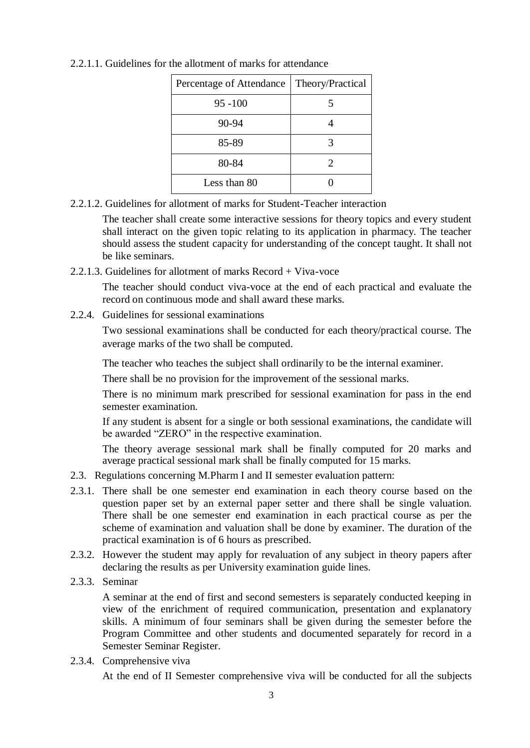2.2.1.1. Guidelines for the allotment of marks for attendance

| Percentage of Attendance | Theory/Practical |
|---|---|
| 95 -100 | 5 |
| 90-94 | 4 |
| 85-89 | 3 |
| 80-84 | 2 |
| Less than 80 | 0 |

2.2.1.2. Guidelines for allotment of marks for Student-Teacher interaction

The teacher shall create some interactive sessions for theory topics and every student shall interact on the given topic relating to its application in pharmacy. The teacher should assess the student capacity for understanding of the concept taught. It shall not be like seminars.

2.2.1.3. Guidelines for allotment of marks Record + Viva-voce

The teacher should conduct viva-voce at the end of each practical and evaluate the record on continuous mode and shall award these marks.

2.2.4. Guidelines for sessional examinations

Two sessional examinations shall be conducted for each theory/practical course. The average marks of the two shall be computed.

The teacher who teaches the subject shall ordinarily to be the internal examiner.

There shall be no provision for the improvement of the sessional marks.

There is no minimum mark prescribed for sessional examination for pass in the end semester examination.

If any student is absent for a single or both sessional examinations, the candidate will be awarded "ZERO" in the respective examination.

The theory average sessional mark shall be finally computed for 20 marks and average practical sessional mark shall be finally computed for 15 marks.

2.3. Regulations concerning M.Pharm I and II semester evaluation pattern:

2.3.1. There shall be one semester end examination in each theory course based on the question paper set by an external paper setter and there shall be single valuation. There shall be one semester end examination in each practical course as per the scheme of examination and valuation shall be done by examiner. The duration of the practical examination is of 6 hours as prescribed.

2.3.2. However the student may apply for revaluation of any subject in theory papers after declaring the results as per University examination guide lines.

2.3.3. Seminar

A seminar at the end of first and second semesters is separately conducted keeping in view of the enrichment of required communication, presentation and explanatory skills. A minimum of four seminars shall be given during the semester before the Program Committee and other students and documented separately for record in a Semester Seminar Register.

2.3.4. Comprehensive viva

At the end of II Semester comprehensive viva will be conducted for all the subjects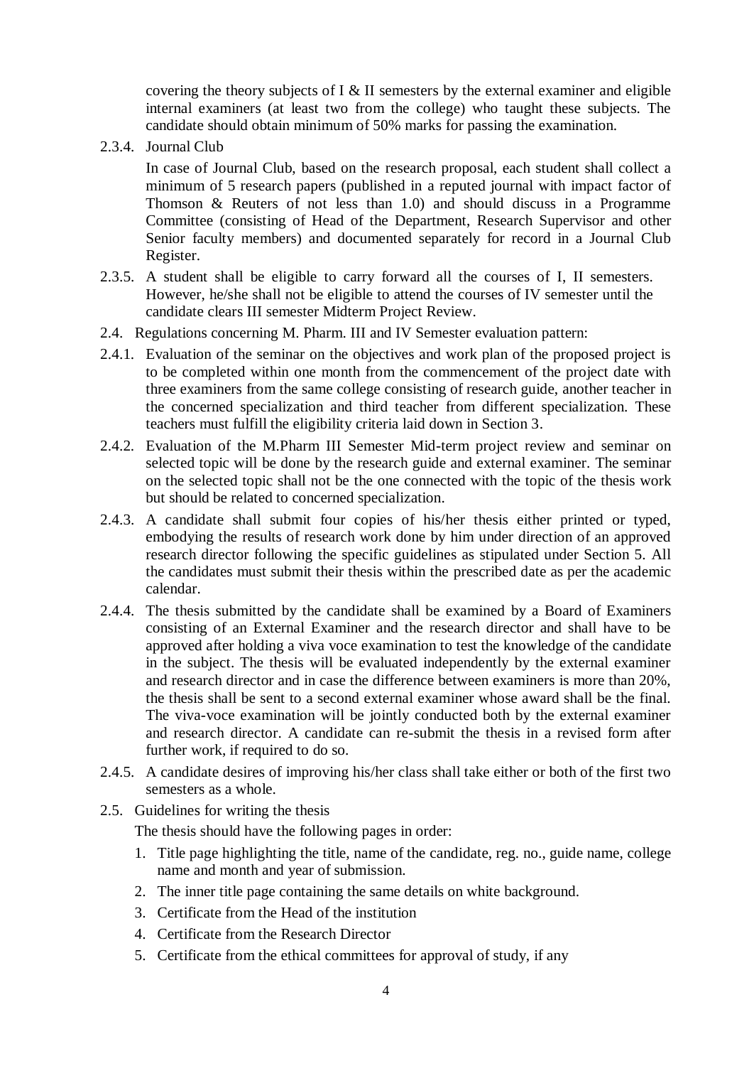covering the theory subjects of I & II semesters by the external examiner and eligible internal examiners (at least two from the college) who taught these subjects. The candidate should obtain minimum of 50% marks for passing the examination.

2.3.4. Journal Club

In case of Journal Club, based on the research proposal, each student shall collect a minimum of 5 research papers (published in a reputed journal with impact factor of Thomson & Reuters of not less than 1.0) and should discuss in a Programme Committee (consisting of Head of the Department, Research Supervisor and other Senior faculty members) and documented separately for record in a Journal Club Register.

2.3.5. A student shall be eligible to carry forward all the courses of I, II semesters. However, he/she shall not be eligible to attend the courses of IV semester until the candidate clears III semester Midterm Project Review.

2.4. Regulations concerning M. Pharm. III and IV Semester evaluation pattern:

2.4.1. Evaluation of the seminar on the objectives and work plan of the proposed project is to be completed within one month from the commencement of the project date with three examiners from the same college consisting of research guide, another teacher in the concerned specialization and third teacher from different specialization. These teachers must fulfill the eligibility criteria laid down in Section 3.

2.4.2. Evaluation of the M.Pharm III Semester Mid-term project review and seminar on selected topic will be done by the research guide and external examiner. The seminar on the selected topic shall not be the one connected with the topic of the thesis work but should be related to concerned specialization.

2.4.3. A candidate shall submit four copies of his/her thesis either printed or typed, embodying the results of research work done by him under direction of an approved research director following the specific guidelines as stipulated under Section 5. All the candidates must submit their thesis within the prescribed date as per the academic calendar.

2.4.4. The thesis submitted by the candidate shall be examined by a Board of Examiners consisting of an External Examiner and the research director and shall have to be approved after holding a viva voce examination to test the knowledge of the candidate in the subject. The thesis will be evaluated independently by the external examiner and research director and in case the difference between examiners is more than 20%, the thesis shall be sent to a second external examiner whose award shall be the final. The viva-voce examination will be jointly conducted both by the external examiner and research director. A candidate can re-submit the thesis in a revised form after further work, if required to do so.

2.4.5. A candidate desires of improving his/her class shall take either or both of the first two semesters as a whole.

2.5. Guidelines for writing the thesis

The thesis should have the following pages in order:

1. Title page highlighting the title, name of the candidate, reg. no., guide name, college name and month and year of submission.
2. The inner title page containing the same details on white background.
3. Certificate from the Head of the institution
4. Certificate from the Research Director
5. Certificate from the ethical committees for approval of study, if any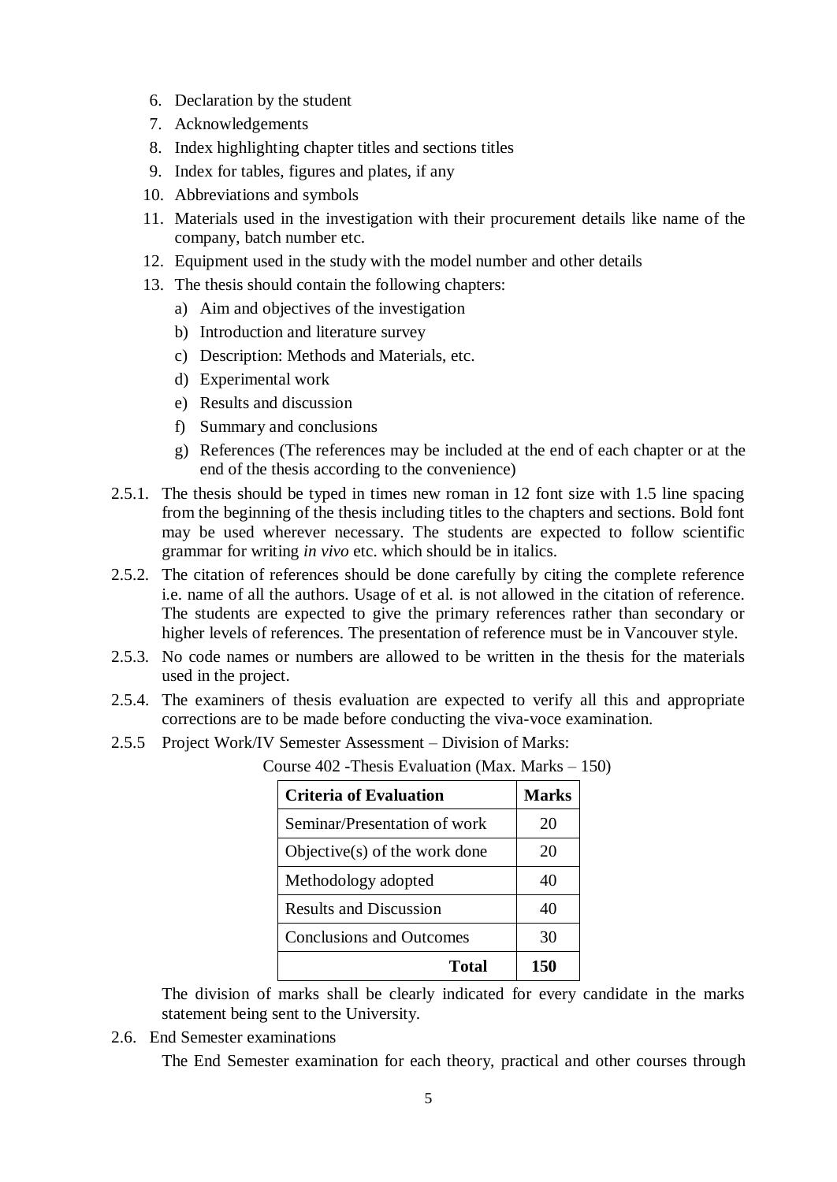6. Declaration by the student
7. Acknowledgements
8. Index highlighting chapter titles and sections titles
9. Index for tables, figures and plates, if any
10. Abbreviations and symbols
11. Materials used in the investigation with their procurement details like name of the company, batch number etc.
12. Equipment used in the study with the model number and other details
13. The thesis should contain the following chapters:
    a) Aim and objectives of the investigation
    b) Introduction and literature survey
    c) Description: Methods and Materials, etc.
    d) Experimental work
    e) Results and discussion
    f) Summary and conclusions
    g) References (The references may be included at the end of each chapter or at the end of the thesis according to the convenience)

2.5.1. The thesis should be typed in times new roman in 12 font size with 1.5 line spacing from the beginning of the thesis including titles to the chapters and sections. Bold font may be used wherever necessary. The students are expected to follow scientific grammar for writing *in vivo* etc. which should be in italics.

2.5.2. The citation of references should be done carefully by citing the complete reference i.e. name of all the authors. Usage of et al. is not allowed in the citation of reference. The students are expected to give the primary references rather than secondary or higher levels of references. The presentation of reference must be in Vancouver style.

2.5.3. No code names or numbers are allowed to be written in the thesis for the materials used in the project.

2.5.4. The examiners of thesis evaluation are expected to verify all this and appropriate corrections are to be made before conducting the viva-voce examination.

2.5.5 Project Work/IV Semester Assessment – Division of Marks:

Course 402 -Thesis Evaluation (Max. Marks – 150)

| Criteria of Evaluation | Marks |
|---|---|
| Seminar/Presentation of work | 20 |
| Objective(s) of the work done | 20 |
| Methodology adopted | 40 |
| Results and Discussion | 40 |
| Conclusions and Outcomes | 30 |
| **Total** | **150** |

The division of marks shall be clearly indicated for every candidate in the marks statement being sent to the University.

2.6. End Semester examinations

The End Semester examination for each theory, practical and other courses through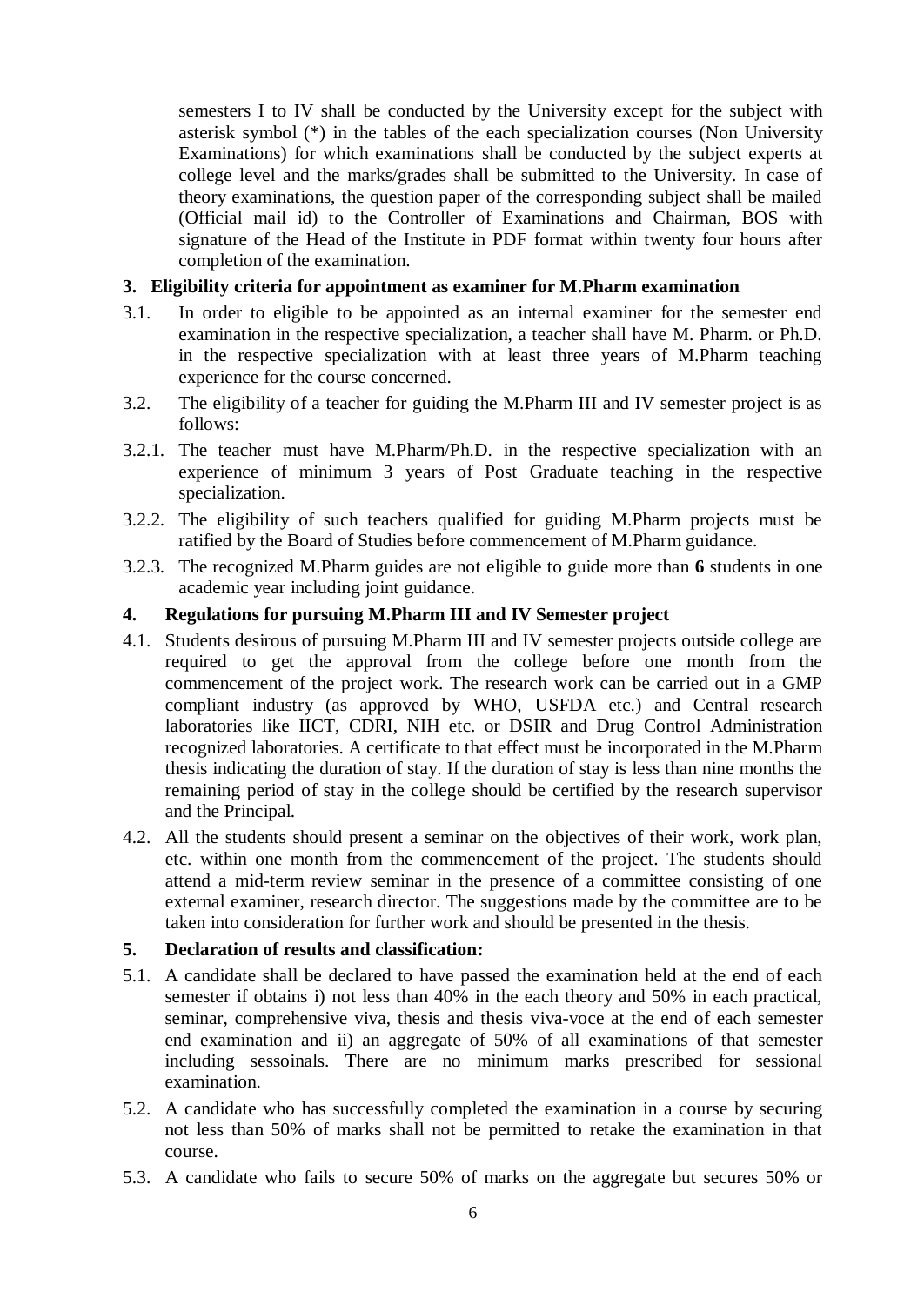semesters I to IV shall be conducted by the University except for the subject with asterisk symbol (*) in the tables of the each specialization courses (Non University Examinations) for which examinations shall be conducted by the subject experts at college level and the marks/grades shall be submitted to the University. In case of theory examinations, the question paper of the corresponding subject shall be mailed (Official mail id) to the Controller of Examinations and Chairman, BOS with signature of the Head of the Institute in PDF format within twenty four hours after completion of the examination.

## 3. Eligibility criteria for appointment as examiner for M.Pharm examination

3.1. In order to eligible to be appointed as an internal examiner for the semester end examination in the respective specialization, a teacher shall have M. Pharm. or Ph.D. in the respective specialization with at least three years of M.Pharm teaching experience for the course concerned.

3.2. The eligibility of a teacher for guiding the M.Pharm III and IV semester project is as follows:

3.2.1. The teacher must have M.Pharm/Ph.D. in the respective specialization with an experience of minimum 3 years of Post Graduate teaching in the respective specialization.

3.2.2. The eligibility of such teachers qualified for guiding M.Pharm projects must be ratified by the Board of Studies before commencement of M.Pharm guidance.

3.2.3. The recognized M.Pharm guides are not eligible to guide more than **6** students in one academic year including joint guidance.

## 4. Regulations for pursuing M.Pharm III and IV Semester project

4.1. Students desirous of pursuing M.Pharm III and IV semester projects outside college are required to get the approval from the college before one month from the commencement of the project work. The research work can be carried out in a GMP compliant industry (as approved by WHO, USFDA etc.) and Central research laboratories like IICT, CDRI, NIH etc. or DSIR and Drug Control Administration recognized laboratories. A certificate to that effect must be incorporated in the M.Pharm thesis indicating the duration of stay. If the duration of stay is less than nine months the remaining period of stay in the college should be certified by the research supervisor and the Principal.

4.2. All the students should present a seminar on the objectives of their work, work plan, etc. within one month from the commencement of the project. The students should attend a mid-term review seminar in the presence of a committee consisting of one external examiner, research director. The suggestions made by the committee are to be taken into consideration for further work and should be presented in the thesis.

## 5. Declaration of results and classification:

5.1. A candidate shall be declared to have passed the examination held at the end of each semester if obtains i) not less than 40% in the each theory and 50% in each practical, seminar, comprehensive viva, thesis and thesis viva-voce at the end of each semester end examination and ii) an aggregate of 50% of all examinations of that semester including sessoinals. There are no minimum marks prescribed for sessional examination.

5.2. A candidate who has successfully completed the examination in a course by securing not less than 50% of marks shall not be permitted to retake the examination in that course.

5.3. A candidate who fails to secure 50% of marks on the aggregate but secures 50% or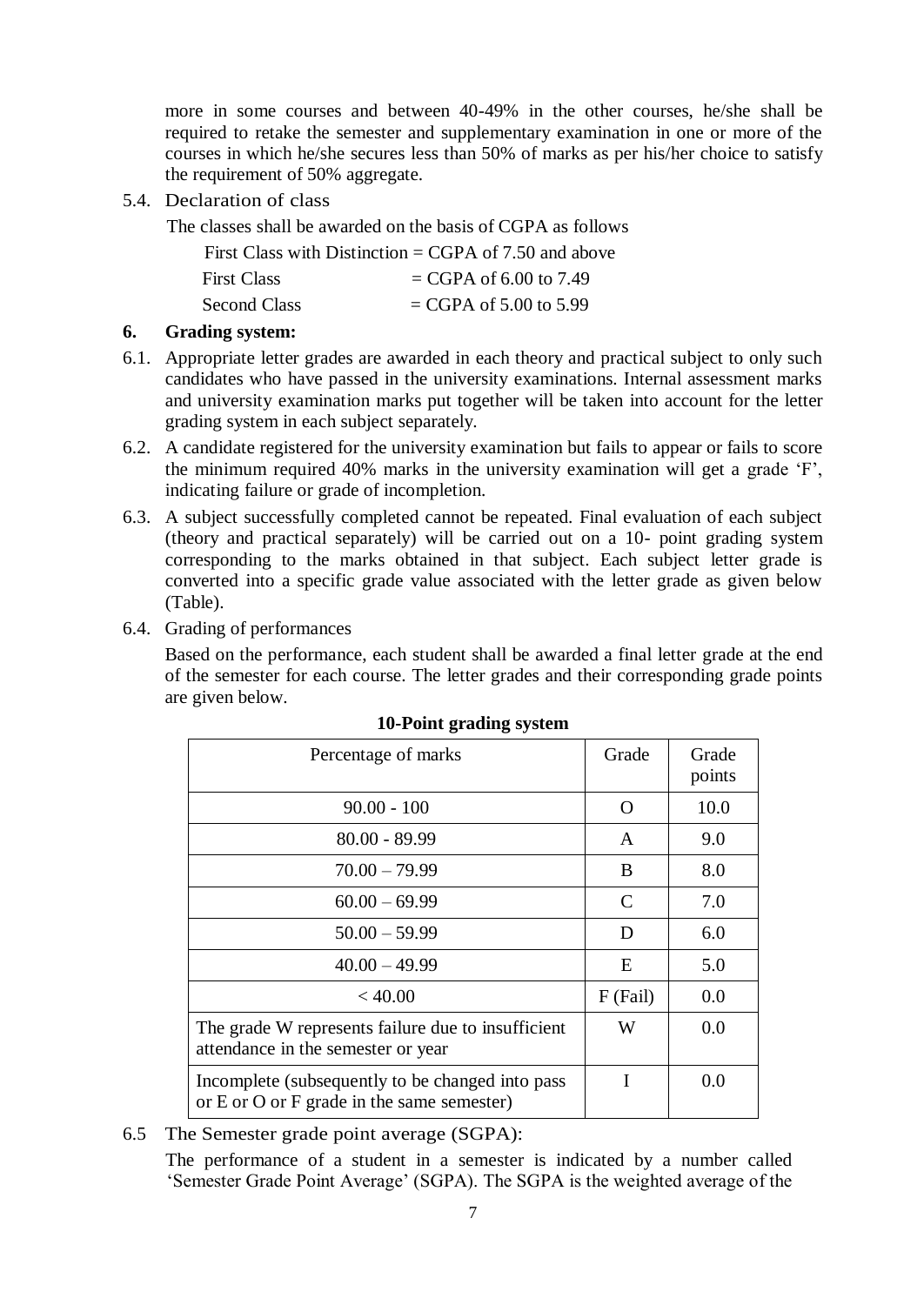more in some courses and between 40-49% in the other courses, he/she shall be required to retake the semester and supplementary examination in one or more of the courses in which he/she secures less than 50% of marks as per his/her choice to satisfy the requirement of 50% aggregate.

5.4. Declaration of class

The classes shall be awarded on the basis of CGPA as follows

First Class with Distinction = CGPA of 7.50 and above

First Class = CGPA of 6.00 to 7.49

Second Class = CGPA of 5.00 to 5.99

## 6. Grading system:

6.1. Appropriate letter grades are awarded in each theory and practical subject to only such candidates who have passed in the university examinations. Internal assessment marks and university examination marks put together will be taken into account for the letter grading system in each subject separately.

6.2. A candidate registered for the university examination but fails to appear or fails to score the minimum required 40% marks in the university examination will get a grade 'F', indicating failure or grade of incompletion.

6.3. A subject successfully completed cannot be repeated. Final evaluation of each subject (theory and practical separately) will be carried out on a 10- point grading system corresponding to the marks obtained in that subject. Each subject letter grade is converted into a specific grade value associated with the letter grade as given below (Table).

6.4. Grading of performances

Based on the performance, each student shall be awarded a final letter grade at the end of the semester for each course. The letter grades and their corresponding grade points are given below.

**10-Point grading system**

| Percentage of marks | Grade | Grade points |
|---|---|---|
| 90.00 - 100 | O | 10.0 |
| 80.00 - 89.99 | A | 9.0 |
| 70.00 – 79.99 | B | 8.0 |
| 60.00 – 69.99 | C | 7.0 |
| 50.00 – 59.99 | D | 6.0 |
| 40.00 – 49.99 | E | 5.0 |
| < 40.00 | F (Fail) | 0.0 |
| The grade W represents failure due to insufficient attendance in the semester or year | W | 0.0 |
| Incomplete (subsequently to be changed into pass or E or O or F grade in the same semester) | I | 0.0 |

6.5 The Semester grade point average (SGPA):

The performance of a student in a semester is indicated by a number called 'Semester Grade Point Average' (SGPA). The SGPA is the weighted average of the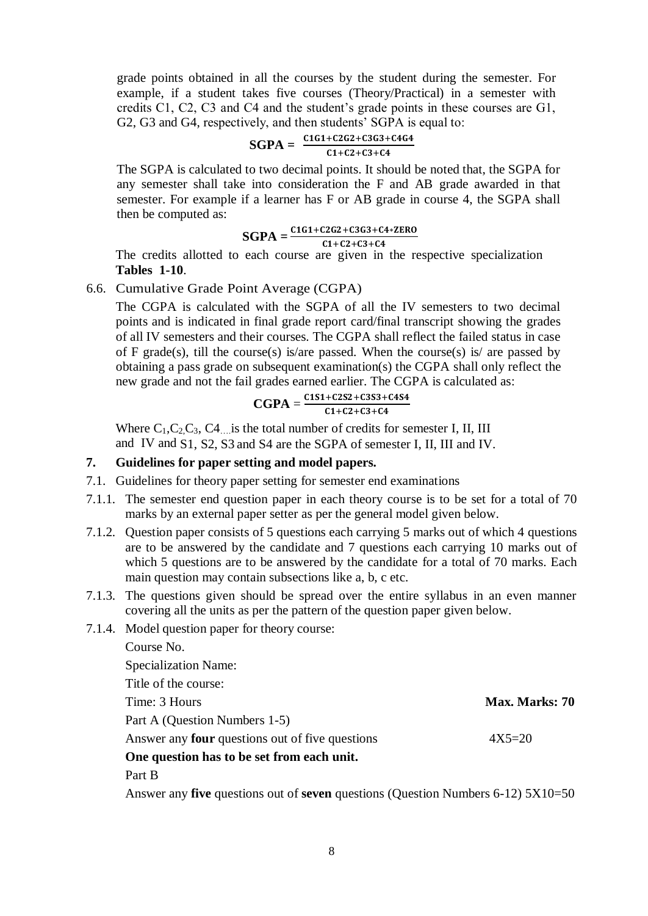grade points obtained in all the courses by the student during the semester. For example, if a student takes five courses (Theory/Practical) in a semester with credits C1, C2, C3 and C4 and the student's grade points in these courses are G1, G2, G3 and G4, respectively, and then students' SGPA is equal to:

$$\textbf{SGPA} = \frac{C1G1+C2G2+C3G3+C4G4}{C1+C2+C3+C4}$$

The SGPA is calculated to two decimal points. It should be noted that, the SGPA for any semester shall take into consideration the F and AB grade awarded in that semester. For example if a learner has F or AB grade in course 4, the SGPA shall then be computed as:

$$\textbf{SGPA} = \frac{C1G1+C2G2+C3G3+C4*ZERO}{C1+C2+C3+C4}$$

The credits allotted to each course are given in the respective specialization **Tables 1-10**.

6.6. Cumulative Grade Point Average (CGPA)

The CGPA is calculated with the SGPA of all the IV semesters to two decimal points and is indicated in final grade report card/final transcript showing the grades of all IV semesters and their courses. The CGPA shall reflect the failed status in case of F grade(s), till the course(s) is/are passed. When the course(s) is/ are passed by obtaining a pass grade on subsequent examination(s) the CGPA shall only reflect the new grade and not the fail grades earned earlier. The CGPA is calculated as:

$$\textbf{CGPA} = \frac{C1S1+C2S2+C3S3+C4S4}{C1+C2+C3+C4}$$

Where $C_1, C_2, C_3$, C4....is the total number of credits for semester I, II, III and IV and S1, S2, S3 and S4 are the SGPA of semester I, II, III and IV.

## 7. Guidelines for paper setting and model papers.

7.1. Guidelines for theory paper setting for semester end examinations

7.1.1. The semester end question paper in each theory course is to be set for a total of 70 marks by an external paper setter as per the general model given below.

7.1.2. Question paper consists of 5 questions each carrying 5 marks out of which 4 questions are to be answered by the candidate and 7 questions each carrying 10 marks out of which 5 questions are to be answered by the candidate for a total of 70 marks. Each main question may contain subsections like a, b, c etc.

7.1.3. The questions given should be spread over the entire syllabus in an even manner covering all the units as per the pattern of the question paper given below.

7.1.4. Model question paper for theory course:

Course No.

Specialization Name:

Title of the course:

Time: 3 Hours **Max. Marks: 70**

Part A (Question Numbers 1-5)

Answer any **four** questions out of five questions 4X5=20

**One question has to be set from each unit.**

Part B

Answer any **five** questions out of **seven** questions (Question Numbers 6-12) 5X10=50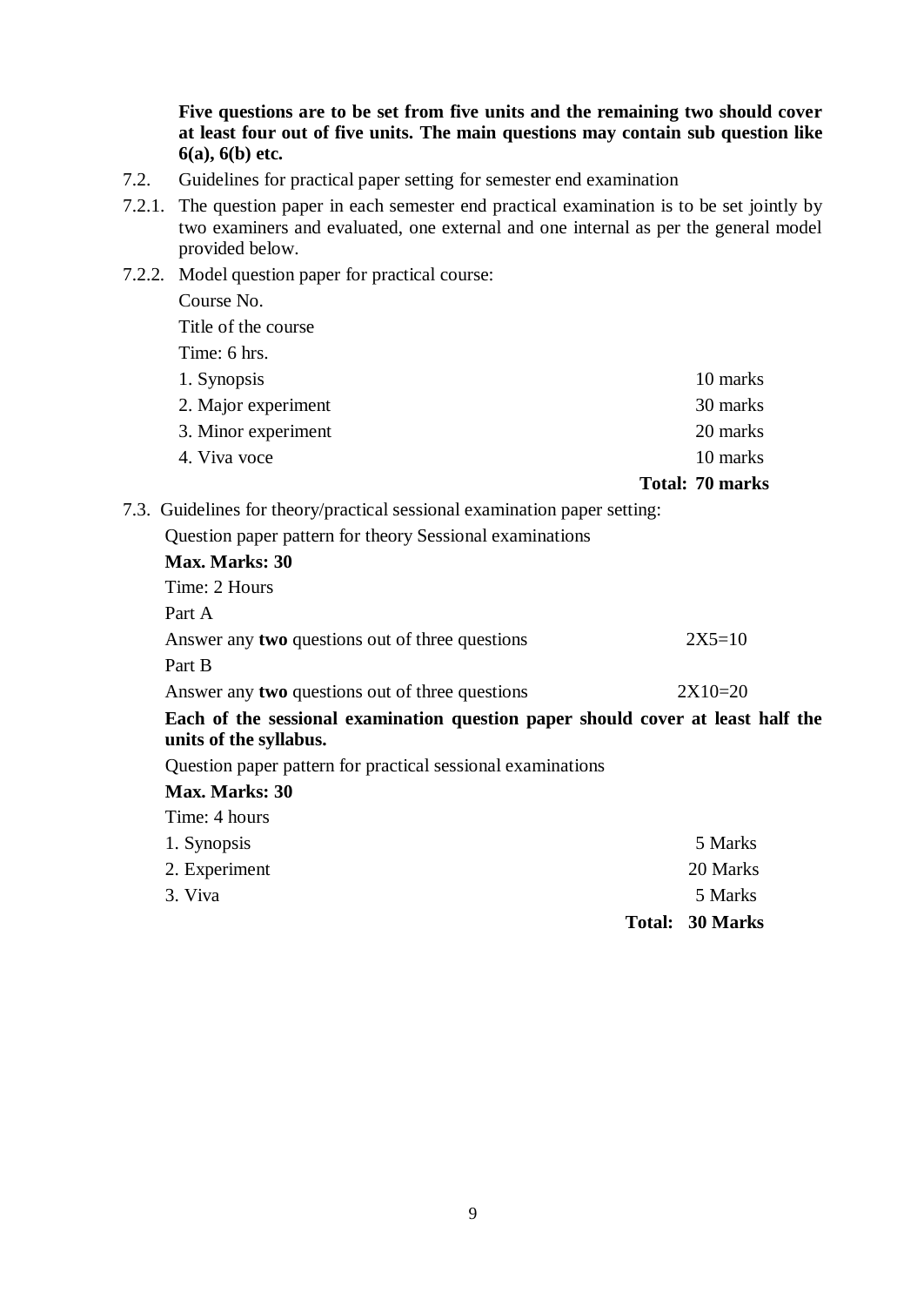**Five questions are to be set from five units and the remaining two should cover at least four out of five units. The main questions may contain sub question like 6(a), 6(b) etc.**

7.2. Guidelines for practical paper setting for semester end examination

7.2.1. The question paper in each semester end practical examination is to be set jointly by two examiners and evaluated, one external and one internal as per the general model provided below.

7.2.2. Model question paper for practical course:

Course No.

Title of the course

Time: 6 hrs.

| | |
|---|---|
| 1. Synopsis | 10 marks |
| 2. Major experiment | 30 marks |
| 3. Minor experiment | 20 marks |
| 4. Viva voce | 10 marks |
| | **Total: 70 marks** |

7.3. Guidelines for theory/practical sessional examination paper setting:

Question paper pattern for theory Sessional examinations

**Max. Marks: 30**

Time: 2 Hours

Part A

Answer any **two** questions out of three questions 2X5=10

Part B

Answer any **two** questions out of three questions 2X10=20

**Each of the sessional examination question paper should cover at least half the units of the syllabus.**

Question paper pattern for practical sessional examinations

**Max. Marks: 30**

Time: 4 hours

| | |
|---|---|
| 1. Synopsis | 5 Marks |
| 2. Experiment | 20 Marks |
| 3. Viva | 5 Marks |
| | **Total: 30 Marks** |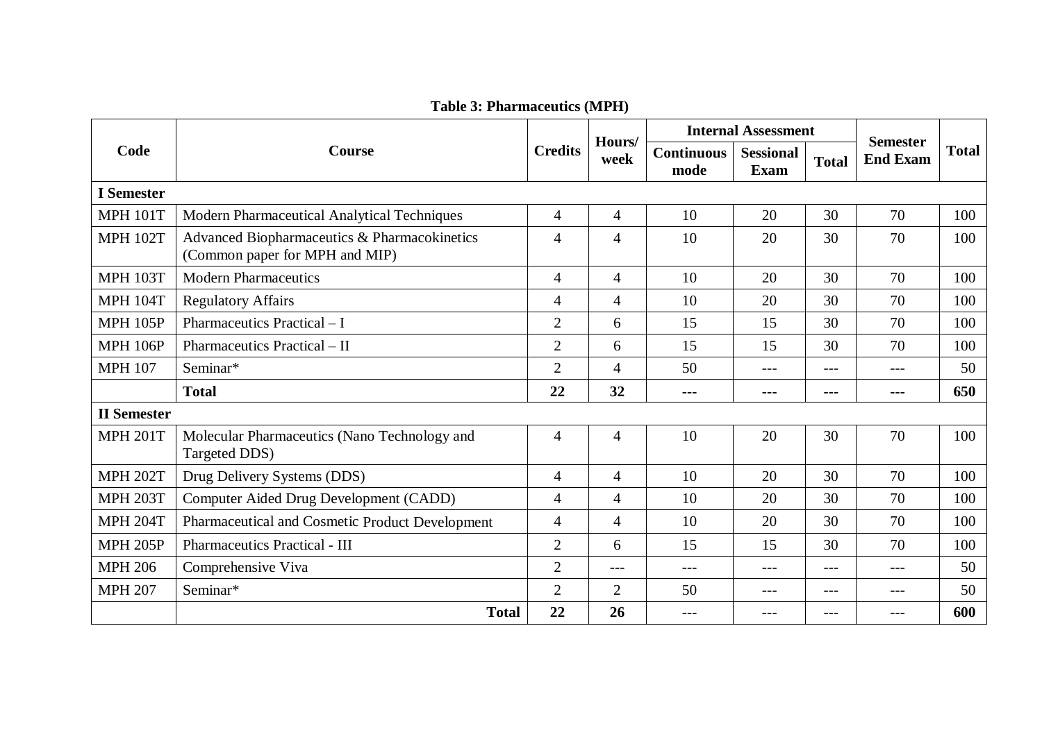**Table 3: Pharmaceutics (MPH)**

| Code | Course | Credits | Hours/ week | Internal Assessment | | | Semester End Exam | Total |
|---|---|---|---|---|---|---|---|---|
| | | | | Continuous mode | Sessional Exam | Total | | |
| **I Semester** | | | | | | | | |
| MPH 101T | Modern Pharmaceutical Analytical Techniques | 4 | 4 | 10 | 20 | 30 | 70 | 100 |
| MPH 102T | Advanced Biopharmaceutics & Pharmacokinetics (Common paper for MPH and MIP) | 4 | 4 | 10 | 20 | 30 | 70 | 100 |
| MPH 103T | Modern Pharmaceutics | 4 | 4 | 10 | 20 | 30 | 70 | 100 |
| MPH 104T | Regulatory Affairs | 4 | 4 | 10 | 20 | 30 | 70 | 100 |
| MPH 105P | Pharmaceutics Practical – I | 2 | 6 | 15 | 15 | 30 | 70 | 100 |
| MPH 106P | Pharmaceutics Practical – II | 2 | 6 | 15 | 15 | 30 | 70 | 100 |
| MPH 107 | Seminar* | 2 | 4 | 50 | --- | --- | --- | 50 |
| | **Total** | **22** | **32** | **---** | **---** | **---** | **---** | **650** |
| **II Semester** | | | | | | | | |
| MPH 201T | Molecular Pharmaceutics (Nano Technology and Targeted DDS) | 4 | 4 | 10 | 20 | 30 | 70 | 100 |
| MPH 202T | Drug Delivery Systems (DDS) | 4 | 4 | 10 | 20 | 30 | 70 | 100 |
| MPH 203T | Computer Aided Drug Development (CADD) | 4 | 4 | 10 | 20 | 30 | 70 | 100 |
| MPH 204T | Pharmaceutical and Cosmetic Product Development | 4 | 4 | 10 | 20 | 30 | 70 | 100 |
| MPH 205P | Pharmaceutics Practical - III | 2 | 6 | 15 | 15 | 30 | 70 | 100 |
| MPH 206 | Comprehensive Viva | 2 | --- | --- | --- | --- | --- | 50 |
| MPH 207 | Seminar* | 2 | 2 | 50 | --- | --- | --- | 50 |
| | **Total** | **22** | **26** | --- | --- | --- | --- | **600** |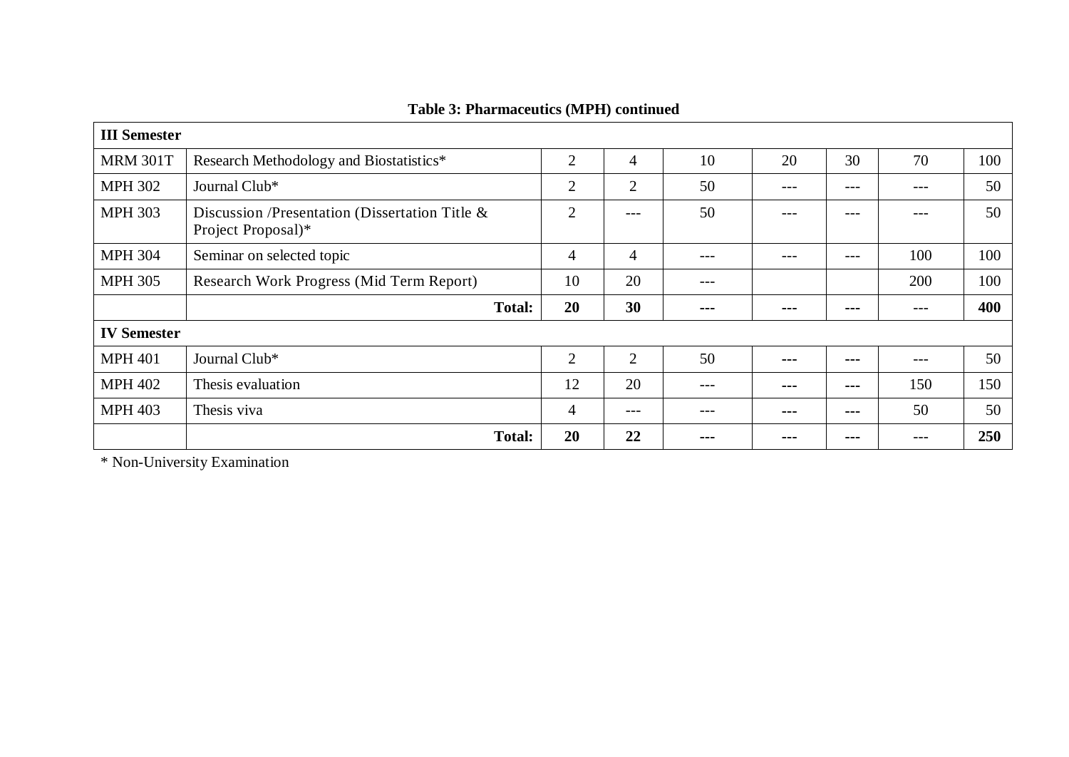**Table 3: Pharmaceutics (MPH) continued**

| **III Semester** | | | | | | | | |
|---|---|---|---|---|---|---|---|---|
| MRM 301T | Research Methodology and Biostatistics* | 2 | 4 | 10 | 20 | 30 | 70 | 100 |
| MPH 302 | Journal Club* | 2 | 2 | 50 | --- | --- | --- | 50 |
| MPH 303 | Discussion /Presentation (Dissertation Title & Project Proposal)* | 2 | --- | 50 | --- | --- | --- | 50 |
| MPH 304 | Seminar on selected topic | 4 | 4 | --- | --- | --- | 100 | 100 |
| MPH 305 | Research Work Progress (Mid Term Report) | 10 | 20 | --- | | | 200 | 100 |
| | **Total:** | **20** | **30** | **---** | **---** | **---** | --- | **400** |
| **IV Semester** | | | | | | | | |
| MPH 401 | Journal Club* | 2 | 2 | 50 | --- | --- | --- | 50 |
| MPH 402 | Thesis evaluation | 12 | 20 | --- | --- | --- | 150 | 150 |
| MPH 403 | Thesis viva | 4 | --- | --- | --- | --- | 50 | 50 |
| | **Total:** | **20** | **22** | **---** | **---** | **---** | --- | **250** |

* Non-University Examination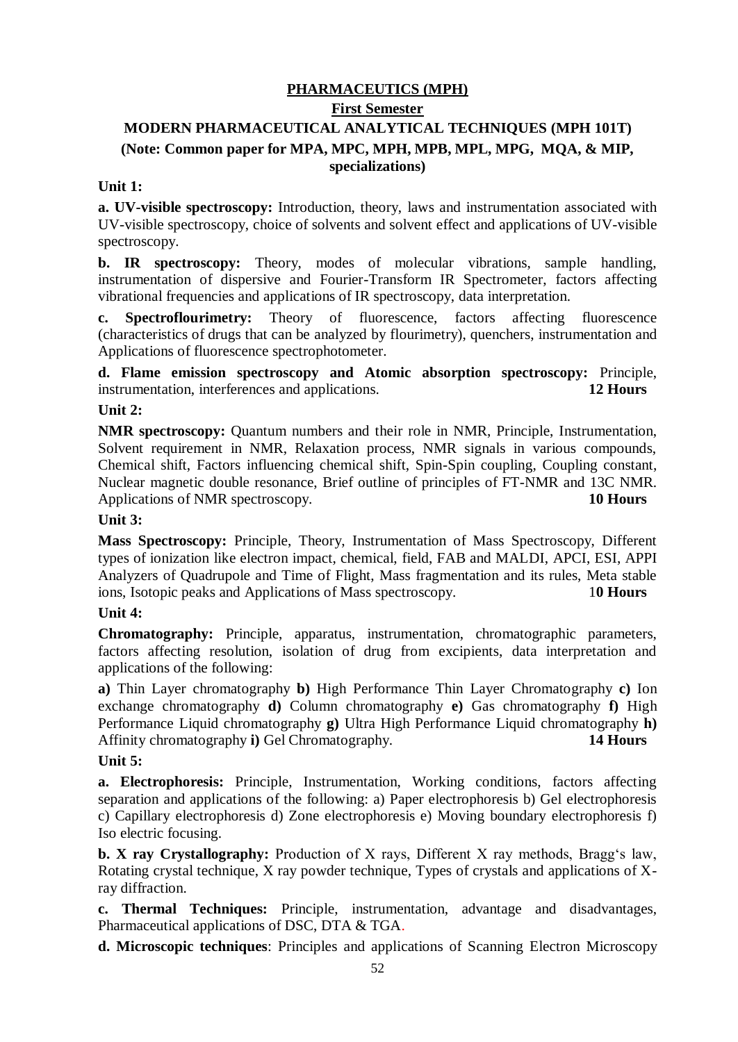# PHARMACEUTICS (MPH)

## First Semester

## MODERN PHARMACEUTICAL ANALYTICAL TECHNIQUES (MPH 101T)

**(Note: Common paper for MPA, MPC, MPH, MPB, MPL, MPG, MQA, & MIP, specializations)**

**Unit 1:**

**a. UV-visible spectroscopy:** Introduction, theory, laws and instrumentation associated with UV-visible spectroscopy, choice of solvents and solvent effect and applications of UV-visible spectroscopy.

**b. IR spectroscopy:** Theory, modes of molecular vibrations, sample handling, instrumentation of dispersive and Fourier-Transform IR Spectrometer, factors affecting vibrational frequencies and applications of IR spectroscopy, data interpretation.

**c. Spectroflourimetry:** Theory of fluorescence, factors affecting fluorescence (characteristics of drugs that can be analyzed by flourimetry), quenchers, instrumentation and Applications of fluorescence spectrophotometer.

**d. Flame emission spectroscopy and Atomic absorption spectroscopy:** Principle, instrumentation, interferences and applications. **12 Hours**

**Unit 2:**

**NMR spectroscopy:** Quantum numbers and their role in NMR, Principle, Instrumentation, Solvent requirement in NMR, Relaxation process, NMR signals in various compounds, Chemical shift, Factors influencing chemical shift, Spin-Spin coupling, Coupling constant, Nuclear magnetic double resonance, Brief outline of principles of FT-NMR and 13C NMR. Applications of NMR spectroscopy. **10 Hours**

**Unit 3:**

**Mass Spectroscopy:** Principle, Theory, Instrumentation of Mass Spectroscopy, Different types of ionization like electron impact, chemical, field, FAB and MALDI, APCI, ESI, APPI Analyzers of Quadrupole and Time of Flight, Mass fragmentation and its rules, Meta stable ions, Isotopic peaks and Applications of Mass spectroscopy. 1**0 Hours**

**Unit 4:**

**Chromatography:** Principle, apparatus, instrumentation, chromatographic parameters, factors affecting resolution, isolation of drug from excipients, data interpretation and applications of the following:

**a)** Thin Layer chromatography **b)** High Performance Thin Layer Chromatography **c)** Ion exchange chromatography **d)** Column chromatography **e)** Gas chromatography **f)** High Performance Liquid chromatography **g)** Ultra High Performance Liquid chromatography **h)** Affinity chromatography **i)** Gel Chromatography. **14 Hours**

**Unit 5:**

**a. Electrophoresis:** Principle, Instrumentation, Working conditions, factors affecting separation and applications of the following: a) Paper electrophoresis b) Gel electrophoresis c) Capillary electrophoresis d) Zone electrophoresis e) Moving boundary electrophoresis f) Iso electric focusing.

**b. X ray Crystallography:** Production of X rays, Different X ray methods, Bragg‘s law, Rotating crystal technique, X ray powder technique, Types of crystals and applications of X-ray diffraction.

**c. Thermal Techniques:** Principle, instrumentation, advantage and disadvantages, Pharmaceutical applications of DSC, DTA & TGA.

**d. Microscopic techniques**: Principles and applications of Scanning Electron Microscopy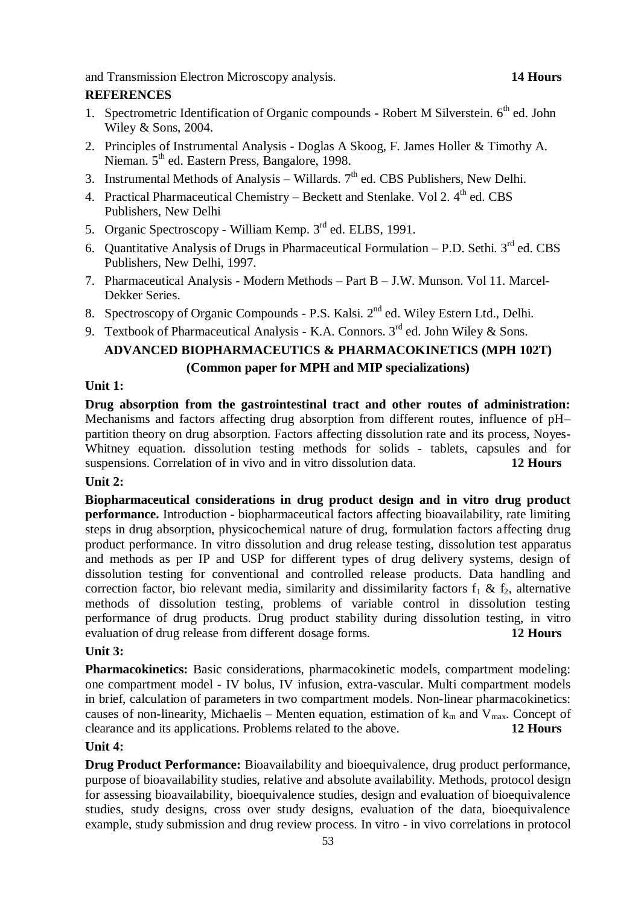and Transmission Electron Microscopy analysis. **14 Hours**

**REFERENCES**

1. Spectrometric Identification of Organic compounds - Robert M Silverstein. 6th ed. John Wiley & Sons, 2004.
2. Principles of Instrumental Analysis - Doglas A Skoog, F. James Holler & Timothy A. Nieman. 5th ed. Eastern Press, Bangalore, 1998.
3. Instrumental Methods of Analysis – Willards. 7th ed. CBS Publishers, New Delhi.
4. Practical Pharmaceutical Chemistry – Beckett and Stenlake. Vol 2. 4th ed. CBS Publishers, New Delhi
5. Organic Spectroscopy - William Kemp. 3rd ed. ELBS, 1991.
6. Quantitative Analysis of Drugs in Pharmaceutical Formulation – P.D. Sethi. 3rd ed. CBS Publishers, New Delhi, 1997.
7. Pharmaceutical Analysis - Modern Methods – Part B – J.W. Munson. Vol 11. Marcel-Dekker Series.
8. Spectroscopy of Organic Compounds - P.S. Kalsi. 2nd ed. Wiley Estern Ltd., Delhi.
9. Textbook of Pharmaceutical Analysis - K.A. Connors. 3rd ed. John Wiley & Sons.

## ADVANCED BIOPHARMACEUTICS & PHARMACOKINETICS (MPH 102T)

### (Common paper for MPH and MIP specializations)

**Unit 1:**

**Drug absorption from the gastrointestinal tract and other routes of administration:** Mechanisms and factors affecting drug absorption from different routes, influence of pH–partition theory on drug absorption. Factors affecting dissolution rate and its process, Noyes-Whitney equation. dissolution testing methods for solids - tablets, capsules and for suspensions. Correlation of in vivo and in vitro dissolution data. **12 Hours**

**Unit 2:**

**Biopharmaceutical considerations in drug product design and in vitro drug product performance.** Introduction - biopharmaceutical factors affecting bioavailability, rate limiting steps in drug absorption, physicochemical nature of drug, formulation factors affecting drug product performance. In vitro dissolution and drug release testing, dissolution test apparatus and methods as per IP and USP for different types of drug delivery systems, design of dissolution testing for conventional and controlled release products. Data handling and correction factor, bio relevant media, similarity and dissimilarity factors $f_1$ & $f_2$, alternative methods of dissolution testing, problems of variable control in dissolution testing performance of drug products. Drug product stability during dissolution testing, in vitro evaluation of drug release from different dosage forms. **12 Hours**

**Unit 3:**

**Pharmacokinetics:** Basic considerations, pharmacokinetic models, compartment modeling: one compartment model - IV bolus, IV infusion, extra-vascular. Multi compartment models in brief, calculation of parameters in two compartment models. Non-linear pharmacokinetics: causes of non-linearity, Michaelis – Menten equation, estimation of $k_m$ and $V_{max}$. Concept of clearance and its applications. Problems related to the above. **12 Hours**

**Unit 4:**

**Drug Product Performance:** Bioavailability and bioequivalence, drug product performance, purpose of bioavailability studies, relative and absolute availability. Methods, protocol design for assessing bioavailability, bioequivalence studies, design and evaluation of bioequivalence studies, study designs, cross over study designs, evaluation of the data, bioequivalence example, study submission and drug review process. In vitro - in vivo correlations in protocol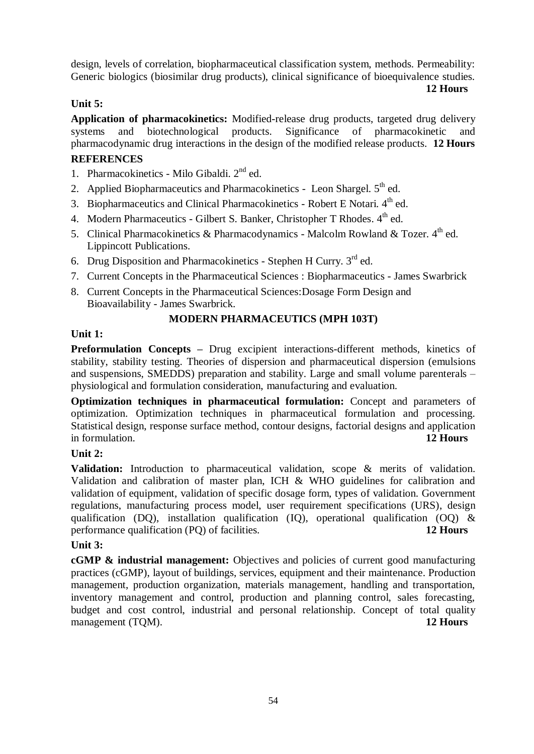design, levels of correlation, biopharmaceutical classification system, methods. Permeability: Generic biologics (biosimilar drug products), clinical significance of bioequivalence studies. **12 Hours**

**Unit 5:**

**Application of pharmacokinetics:** Modified-release drug products, targeted drug delivery systems and biotechnological products. Significance of pharmacokinetic and pharmacodynamic drug interactions in the design of the modified release products. **12 Hours**

**REFERENCES**

1. Pharmacokinetics - Milo Gibaldi. 2nd ed.
2. Applied Biopharmaceutics and Pharmacokinetics - Leon Shargel. 5th ed.
3. Biopharmaceutics and Clinical Pharmacokinetics - Robert E Notari. 4th ed.
4. Modern Pharmaceutics - Gilbert S. Banker, Christopher T Rhodes. 4th ed.
5. Clinical Pharmacokinetics & Pharmacodynamics - Malcolm Rowland & Tozer. 4th ed. Lippincott Publications.
6. Drug Disposition and Pharmacokinetics - Stephen H Curry. 3rd ed.
7. Current Concepts in the Pharmaceutical Sciences : Biopharmaceutics - James Swarbrick
8. Current Concepts in the Pharmaceutical Sciences:Dosage Form Design and Bioavailability - James Swarbrick.

## MODERN PHARMACEUTICS (MPH 103T)

**Unit 1:**

**Preformulation Concepts –** Drug excipient interactions-different methods, kinetics of stability, stability testing. Theories of dispersion and pharmaceutical dispersion (emulsions and suspensions, SMEDDS) preparation and stability. Large and small volume parenterals – physiological and formulation consideration, manufacturing and evaluation.

**Optimization techniques in pharmaceutical formulation:** Concept and parameters of optimization. Optimization techniques in pharmaceutical formulation and processing. Statistical design, response surface method, contour designs, factorial designs and application in formulation. **12 Hours**

**Unit 2:**

**Validation:** Introduction to pharmaceutical validation, scope & merits of validation. Validation and calibration of master plan, ICH & WHO guidelines for calibration and validation of equipment, validation of specific dosage form, types of validation. Government regulations, manufacturing process model, user requirement specifications (URS), design qualification (DQ), installation qualification (IQ), operational qualification (OQ) & performance qualification (PQ) of facilities. **12 Hours**

**Unit 3:**

**cGMP & industrial management:** Objectives and policies of current good manufacturing practices (cGMP), layout of buildings, services, equipment and their maintenance. Production management, production organization, materials management, handling and transportation, inventory management and control, production and planning control, sales forecasting, budget and cost control, industrial and personal relationship. Concept of total quality management (TQM). **12 Hours**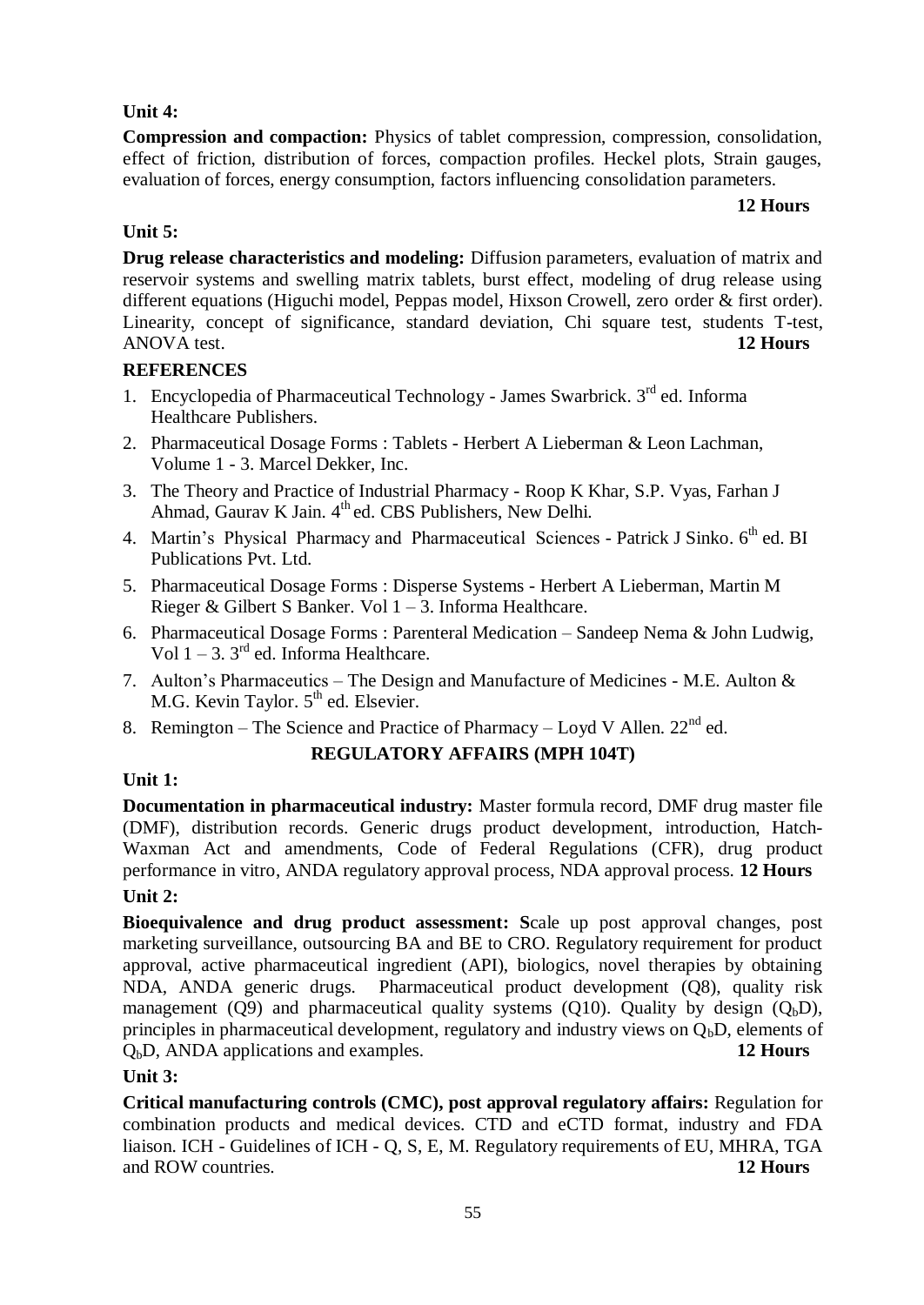**Unit 4:**

**Compression and compaction:** Physics of tablet compression, compression, consolidation, effect of friction, distribution of forces, compaction profiles. Heckel plots, Strain gauges, evaluation of forces, energy consumption, factors influencing consolidation parameters.

**12 Hours**

**Unit 5:**

**Drug release characteristics and modeling:** Diffusion parameters, evaluation of matrix and reservoir systems and swelling matrix tablets, burst effect, modeling of drug release using different equations (Higuchi model, Peppas model, Hixson Crowell, zero order & first order). Linearity, concept of significance, standard deviation, Chi square test, students T-test, ANOVA test. **12 Hours**

**REFERENCES**

1. Encyclopedia of Pharmaceutical Technology - James Swarbrick. 3rd ed. Informa Healthcare Publishers.
2. Pharmaceutical Dosage Forms : Tablets - Herbert A Lieberman & Leon Lachman, Volume 1 - 3. Marcel Dekker, Inc.
3. The Theory and Practice of Industrial Pharmacy - Roop K Khar, S.P. Vyas, Farhan J Ahmad, Gaurav K Jain. 4th ed. CBS Publishers, New Delhi.
4. Martin's Physical Pharmacy and Pharmaceutical Sciences - Patrick J Sinko. 6th ed. BI Publications Pvt. Ltd.
5. Pharmaceutical Dosage Forms : Disperse Systems - Herbert A Lieberman, Martin M Rieger & Gilbert S Banker. Vol 1 – 3. Informa Healthcare.
6. Pharmaceutical Dosage Forms : Parenteral Medication – Sandeep Nema & John Ludwig, Vol 1 – 3. 3rd ed. Informa Healthcare.
7. Aulton's Pharmaceutics – The Design and Manufacture of Medicines - M.E. Aulton & M.G. Kevin Taylor. 5th ed. Elsevier.
8. Remington – The Science and Practice of Pharmacy – Loyd V Allen. 22nd ed.

## REGULATORY AFFAIRS (MPH 104T)

**Unit 1:**

**Documentation in pharmaceutical industry:** Master formula record, DMF drug master file (DMF), distribution records. Generic drugs product development, introduction, Hatch-Waxman Act and amendments, Code of Federal Regulations (CFR), drug product performance in vitro, ANDA regulatory approval process, NDA approval process. **12 Hours**

**Unit 2:**

**Bioequivalence and drug product assessment: S**cale up post approval changes, post marketing surveillance, outsourcing BA and BE to CRO. Regulatory requirement for product approval, active pharmaceutical ingredient (API), biologics, novel therapies by obtaining NDA, ANDA generic drugs. Pharmaceutical product development (Q8), quality risk management (Q9) and pharmaceutical quality systems (Q10). Quality by design ($Q_bD$), principles in pharmaceutical development, regulatory and industry views on $Q_bD$, elements of $Q_bD$, ANDA applications and examples. **12 Hours**

**Unit 3:**

**Critical manufacturing controls (CMC), post approval regulatory affairs:** Regulation for combination products and medical devices. CTD and eCTD format, industry and FDA liaison. ICH - Guidelines of ICH - Q, S, E, M. Regulatory requirements of EU, MHRA, TGA and ROW countries. **12 Hours**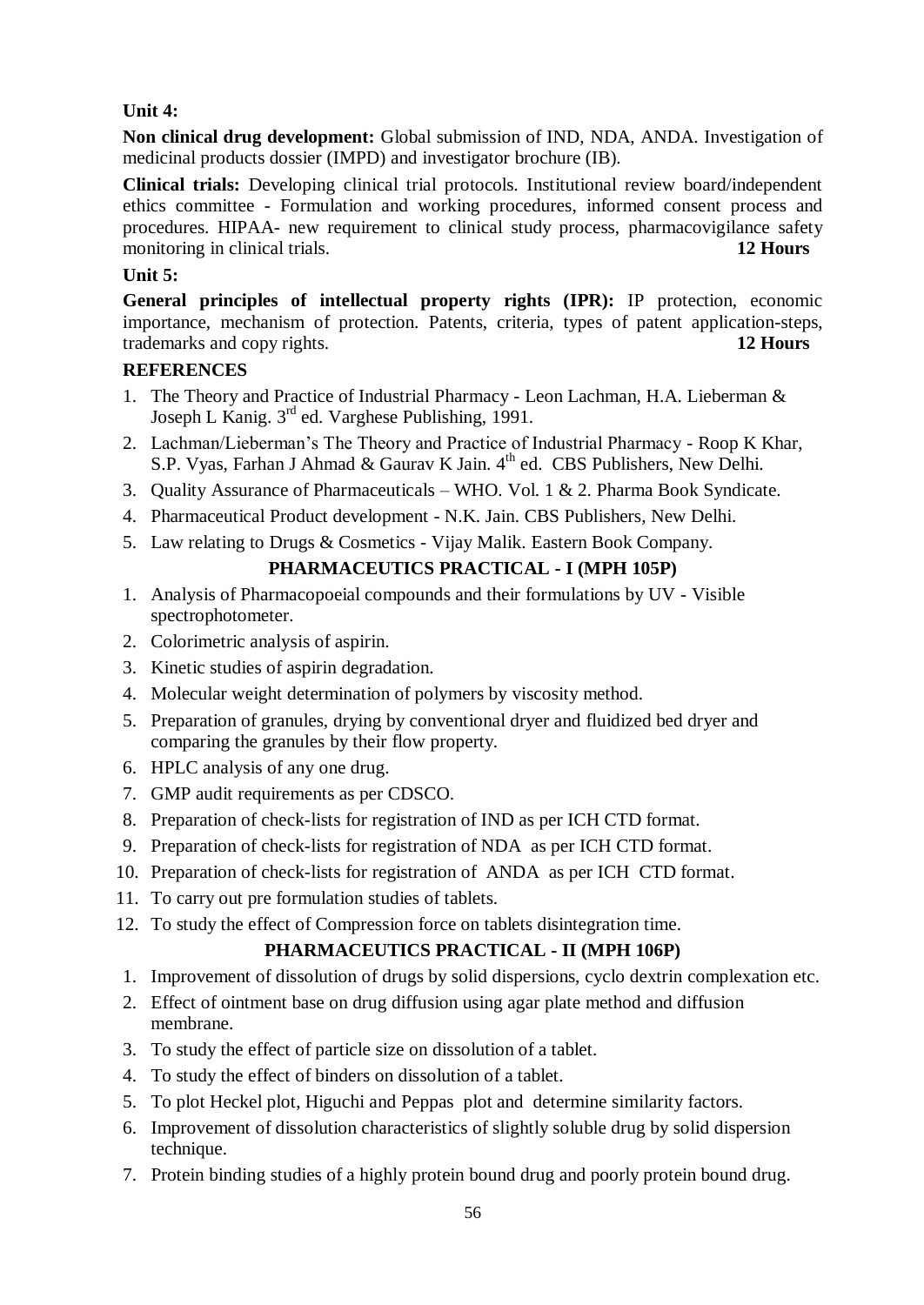**Unit 4:**

**Non clinical drug development:** Global submission of IND, NDA, ANDA. Investigation of medicinal products dossier (IMPD) and investigator brochure (IB).

**Clinical trials:** Developing clinical trial protocols. Institutional review board/independent ethics committee - Formulation and working procedures, informed consent process and procedures. HIPAA- new requirement to clinical study process, pharmacovigilance safety monitoring in clinical trials. **12 Hours**

**Unit 5:**

**General principles of intellectual property rights (IPR):** IP protection, economic importance, mechanism of protection. Patents, criteria, types of patent application-steps, trademarks and copy rights. **12 Hours**

**REFERENCES**

1. The Theory and Practice of Industrial Pharmacy - Leon Lachman, H.A. Lieberman & Joseph L Kanig. 3rd ed. Varghese Publishing, 1991.
2. Lachman/Lieberman's The Theory and Practice of Industrial Pharmacy - Roop K Khar, S.P. Vyas, Farhan J Ahmad & Gaurav K Jain. 4th ed. CBS Publishers, New Delhi.
3. Quality Assurance of Pharmaceuticals – WHO. Vol. 1 & 2. Pharma Book Syndicate.
4. Pharmaceutical Product development - N.K. Jain. CBS Publishers, New Delhi.
5. Law relating to Drugs & Cosmetics - Vijay Malik. Eastern Book Company.

## PHARMACEUTICS PRACTICAL - I (MPH 105P)

1. Analysis of Pharmacopoeial compounds and their formulations by UV - Visible spectrophotometer.
2. Colorimetric analysis of aspirin.
3. Kinetic studies of aspirin degradation.
4. Molecular weight determination of polymers by viscosity method.
5. Preparation of granules, drying by conventional dryer and fluidized bed dryer and comparing the granules by their flow property.
6. HPLC analysis of any one drug.
7. GMP audit requirements as per CDSCO.
8. Preparation of check-lists for registration of IND as per ICH CTD format.
9. Preparation of check-lists for registration of NDA as per ICH CTD format.
10. Preparation of check-lists for registration of ANDA as per ICH CTD format.
11. To carry out pre formulation studies of tablets.
12. To study the effect of Compression force on tablets disintegration time.

## PHARMACEUTICS PRACTICAL - II (MPH 106P)

1. Improvement of dissolution of drugs by solid dispersions, cyclo dextrin complexation etc.
2. Effect of ointment base on drug diffusion using agar plate method and diffusion membrane.
3. To study the effect of particle size on dissolution of a tablet.
4. To study the effect of binders on dissolution of a tablet.
5. To plot Heckel plot, Higuchi and Peppas plot and determine similarity factors.
6. Improvement of dissolution characteristics of slightly soluble drug by solid dispersion technique.
7. Protein binding studies of a highly protein bound drug and poorly protein bound drug.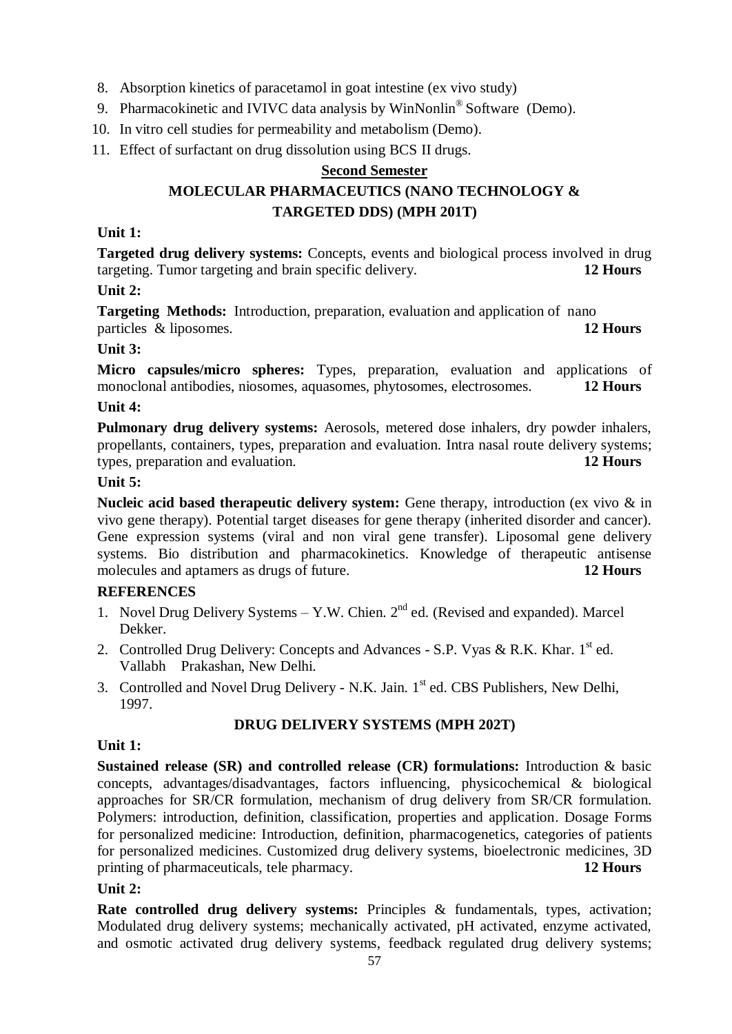8. Absorption kinetics of paracetamol in goat intestine (ex vivo study)
9. Pharmacokinetic and IVIVC data analysis by WinNonlin® Software (Demo).
10. In vitro cell studies for permeability and metabolism (Demo).
11. Effect of surfactant on drug dissolution using BCS II drugs.

## Second Semester

## MOLECULAR PHARMACEUTICS (NANO TECHNOLOGY & TARGETED DDS) (MPH 201T)

**Unit 1:**

**Targeted drug delivery systems:** Concepts, events and biological process involved in drug targeting. Tumor targeting and brain specific delivery. **12 Hours**

**Unit 2:**

**Targeting Methods:** Introduction, preparation, evaluation and application of nano particles & liposomes. **12 Hours**

**Unit 3:**

**Micro capsules/micro spheres:** Types, preparation, evaluation and applications of monoclonal antibodies, niosomes, aquasomes, phytosomes, electrosomes. **12 Hours**

**Unit 4:**

**Pulmonary drug delivery systems:** Aerosols, metered dose inhalers, dry powder inhalers, propellants, containers, types, preparation and evaluation. Intra nasal route delivery systems; types, preparation and evaluation. **12 Hours**

**Unit 5:**

**Nucleic acid based therapeutic delivery system:** Gene therapy, introduction (ex vivo & in vivo gene therapy). Potential target diseases for gene therapy (inherited disorder and cancer). Gene expression systems (viral and non viral gene transfer). Liposomal gene delivery systems. Bio distribution and pharmacokinetics. Knowledge of therapeutic antisense molecules and aptamers as drugs of future. **12 Hours**

**REFERENCES**

1. Novel Drug Delivery Systems – Y.W. Chien. 2nd ed. (Revised and expanded). Marcel Dekker.
2. Controlled Drug Delivery: Concepts and Advances - S.P. Vyas & R.K. Khar. 1st ed. Vallabh Prakashan, New Delhi.
3. Controlled and Novel Drug Delivery - N.K. Jain. 1st ed. CBS Publishers, New Delhi, 1997.

## DRUG DELIVERY SYSTEMS (MPH 202T)

**Unit 1:**

**Sustained release (SR) and controlled release (CR) formulations:** Introduction & basic concepts, advantages/disadvantages, factors influencing, physicochemical & biological approaches for SR/CR formulation, mechanism of drug delivery from SR/CR formulation. Polymers: introduction, definition, classification, properties and application. Dosage Forms for personalized medicine: Introduction, definition, pharmacogenetics, categories of patients for personalized medicines. Customized drug delivery systems, bioelectronic medicines, 3D printing of pharmaceuticals, tele pharmacy. **12 Hours**

**Unit 2:**

**Rate controlled drug delivery systems:** Principles & fundamentals, types, activation; Modulated drug delivery systems; mechanically activated, pH activated, enzyme activated, and osmotic activated drug delivery systems, feedback regulated drug delivery systems;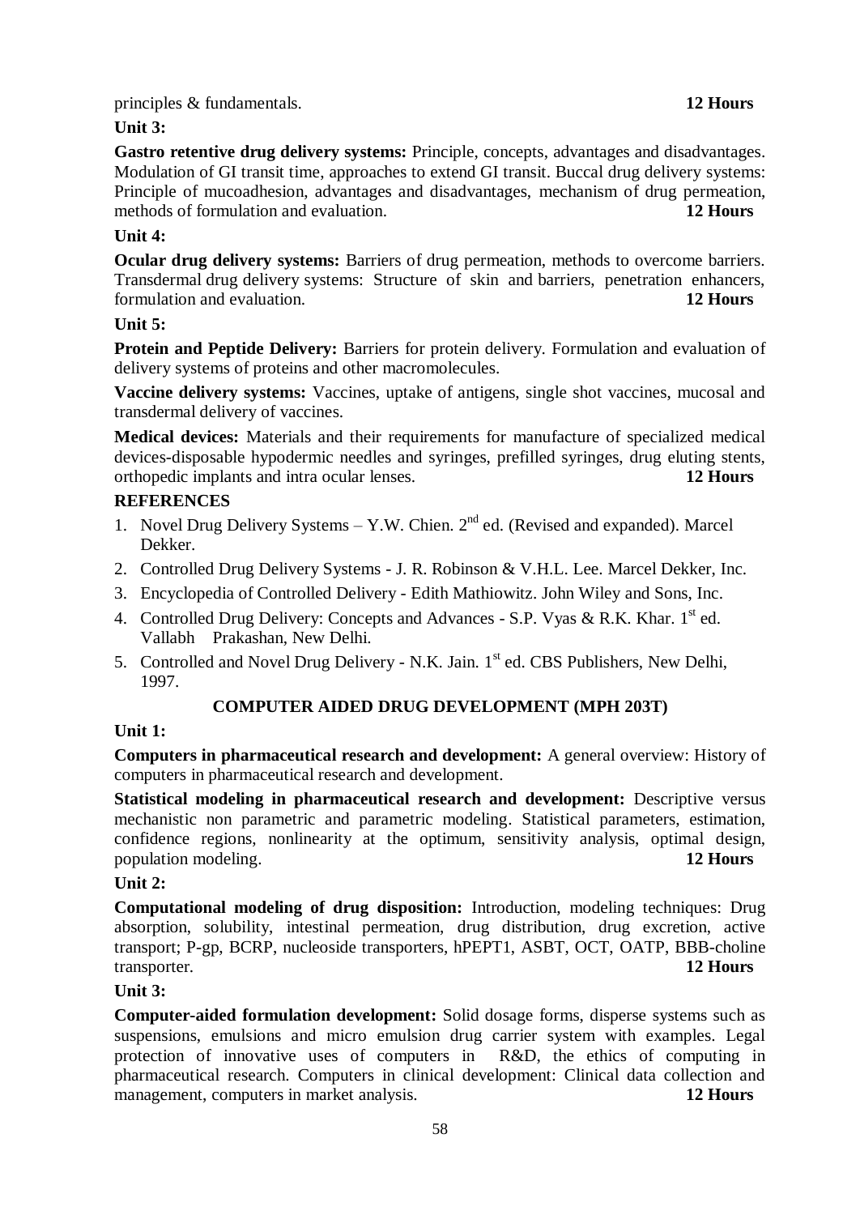principles & fundamentals. **12 Hours**

**Unit 3:**

**Gastro retentive drug delivery systems:** Principle, concepts, advantages and disadvantages. Modulation of GI transit time, approaches to extend GI transit. Buccal drug delivery systems: Principle of mucoadhesion, advantages and disadvantages, mechanism of drug permeation, methods of formulation and evaluation. **12 Hours**

**Unit 4:**

**Ocular drug delivery systems:** Barriers of drug permeation, methods to overcome barriers. Transdermal drug delivery systems: Structure of skin and barriers, penetration enhancers, formulation and evaluation. **12 Hours**

**Unit 5:**

**Protein and Peptide Delivery:** Barriers for protein delivery. Formulation and evaluation of delivery systems of proteins and other macromolecules.

**Vaccine delivery systems:** Vaccines, uptake of antigens, single shot vaccines, mucosal and transdermal delivery of vaccines.

**Medical devices:** Materials and their requirements for manufacture of specialized medical devices-disposable hypodermic needles and syringes, prefilled syringes, drug eluting stents, orthopedic implants and intra ocular lenses. **12 Hours**

**REFERENCES**

1. Novel Drug Delivery Systems – Y.W. Chien. 2nd ed. (Revised and expanded). Marcel Dekker.
2. Controlled Drug Delivery Systems - J. R. Robinson & V.H.L. Lee. Marcel Dekker, Inc.
3. Encyclopedia of Controlled Delivery - Edith Mathiowitz. John Wiley and Sons, Inc.
4. Controlled Drug Delivery: Concepts and Advances - S.P. Vyas & R.K. Khar. 1st ed. Vallabh Prakashan, New Delhi.
5. Controlled and Novel Drug Delivery - N.K. Jain. 1st ed. CBS Publishers, New Delhi, 1997.

## COMPUTER AIDED DRUG DEVELOPMENT (MPH 203T)

**Unit 1:**

**Computers in pharmaceutical research and development:** A general overview: History of computers in pharmaceutical research and development.

**Statistical modeling in pharmaceutical research and development:** Descriptive versus mechanistic non parametric and parametric modeling. Statistical parameters, estimation, confidence regions, nonlinearity at the optimum, sensitivity analysis, optimal design, population modeling. **12 Hours**

**Unit 2:**

**Computational modeling of drug disposition:** Introduction, modeling techniques: Drug absorption, solubility, intestinal permeation, drug distribution, drug excretion, active transport; P-gp, BCRP, nucleoside transporters, hPEPT1, ASBT, OCT, OATP, BBB-choline transporter. **12 Hours**

**Unit 3:**

**Computer-aided formulation development:** Solid dosage forms, disperse systems such as suspensions, emulsions and micro emulsion drug carrier system with examples. Legal protection of innovative uses of computers in R&D, the ethics of computing in pharmaceutical research. Computers in clinical development: Clinical data collection and management, computers in market analysis. **12 Hours**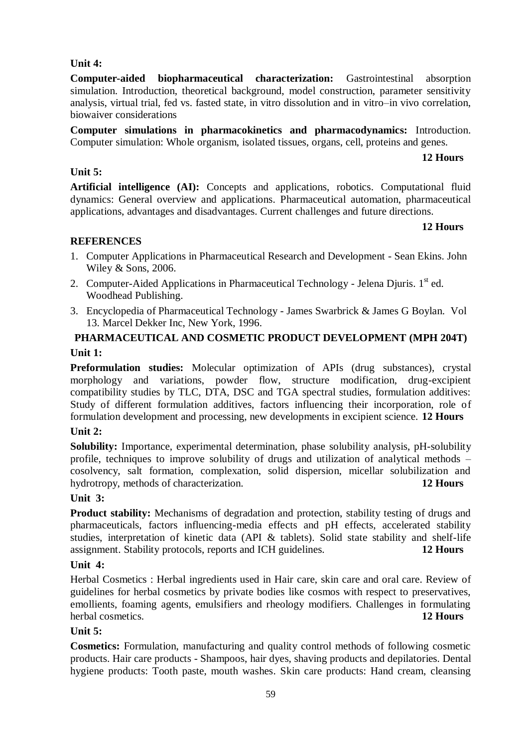**Unit 4:**

**Computer-aided biopharmaceutical characterization:** Gastrointestinal absorption simulation. Introduction, theoretical background, model construction, parameter sensitivity analysis, virtual trial, fed vs. fasted state, in vitro dissolution and in vitro–in vivo correlation, biowaiver considerations

**Computer simulations in pharmacokinetics and pharmacodynamics:** Introduction. Computer simulation: Whole organism, isolated tissues, organs, cell, proteins and genes.

**12 Hours**

**Unit 5:**

**Artificial intelligence (AI):** Concepts and applications, robotics. Computational fluid dynamics: General overview and applications. Pharmaceutical automation, pharmaceutical applications, advantages and disadvantages. Current challenges and future directions.

**12 Hours**

**REFERENCES**

1. Computer Applications in Pharmaceutical Research and Development - Sean Ekins. John Wiley & Sons, 2006.
2. Computer-Aided Applications in Pharmaceutical Technology - Jelena Djuris. 1st ed. Woodhead Publishing.
3. Encyclopedia of Pharmaceutical Technology - James Swarbrick & James G Boylan. Vol 13. Marcel Dekker Inc, New York, 1996.

## PHARMACEUTICAL AND COSMETIC PRODUCT DEVELOPMENT (MPH 204T)

**Unit 1:**

**Preformulation studies:** Molecular optimization of APIs (drug substances), crystal morphology and variations, powder flow, structure modification, drug-excipient compatibility studies by TLC, DTA, DSC and TGA spectral studies, formulation additives: Study of different formulation additives, factors influencing their incorporation, role of formulation development and processing, new developments in excipient science. **12 Hours**

**Unit 2:**

**Solubility:** Importance, experimental determination, phase solubility analysis, pH-solubility profile, techniques to improve solubility of drugs and utilization of analytical methods – cosolvency, salt formation, complexation, solid dispersion, micellar solubilization and hydrotropy, methods of characterization. **12 Hours**

**Unit 3:**

**Product stability:** Mechanisms of degradation and protection, stability testing of drugs and pharmaceuticals, factors influencing-media effects and pH effects, accelerated stability studies, interpretation of kinetic data (API & tablets). Solid state stability and shelf-life assignment. Stability protocols, reports and ICH guidelines. **12 Hours**

**Unit 4:**

Herbal Cosmetics : Herbal ingredients used in Hair care, skin care and oral care. Review of guidelines for herbal cosmetics by private bodies like cosmos with respect to preservatives, emollients, foaming agents, emulsifiers and rheology modifiers. Challenges in formulating herbal cosmetics. **12 Hours**

**Unit 5:**

**Cosmetics:** Formulation, manufacturing and quality control methods of following cosmetic products. Hair care products - Shampoos, hair dyes, shaving products and depilatories. Dental hygiene products: Tooth paste, mouth washes. Skin care products: Hand cream, cleansing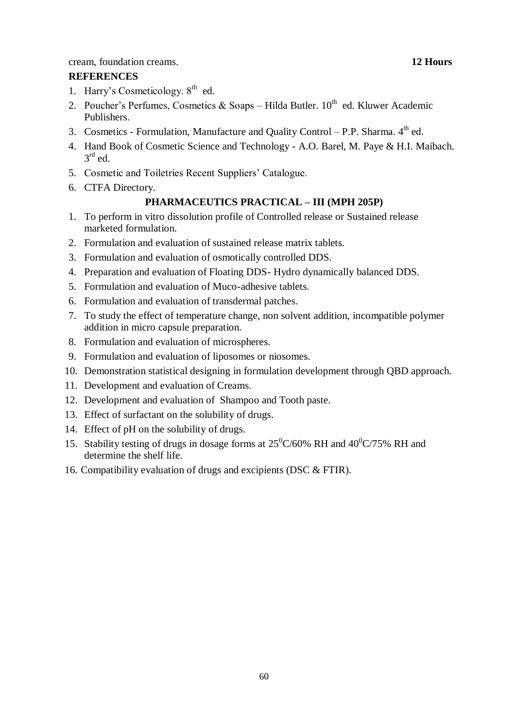cream, foundation creams. **12 Hours**

**REFERENCES**

1. Harry's Cosmeticology. $8^{th}$ ed.
2. Poucher's Perfumes, Cosmetics & Soaps – Hilda Butler. $10^{th}$ ed. Kluwer Academic Publishers.
3. Cosmetics - Formulation, Manufacture and Quality Control – P.P. Sharma. $4^{th}$ ed.
4. Hand Book of Cosmetic Science and Technology - A.O. Barel, M. Paye & H.I. Maibach. $3^{rd}$ ed.
5. Cosmetic and Toiletries Recent Suppliers' Catalogue.
6. CTFA Directory.

## PHARMACEUTICS PRACTICAL – III (MPH 205P)

1. To perform in vitro dissolution profile of Controlled release or Sustained release marketed formulation.
2. Formulation and evaluation of sustained release matrix tablets.
3. Formulation and evaluation of osmotically controlled DDS.
4. Preparation and evaluation of Floating DDS- Hydro dynamically balanced DDS.
5. Formulation and evaluation of Muco-adhesive tablets.
6. Formulation and evaluation of transdermal patches.
7. To study the effect of temperature change, non solvent addition, incompatible polymer addition in micro capsule preparation.
8. Formulation and evaluation of microspheres.
9. Formulation and evaluation of liposomes or niosomes.
10. Demonstration statistical designing in formulation development through QBD approach.
11. Development and evaluation of Creams.
12. Development and evaluation of Shampoo and Tooth paste.
13. Effect of surfactant on the solubility of drugs.
14. Effect of pH on the solubility of drugs.
15. Stability testing of drugs in dosage forms at $25^{0}C/60\%$ RH and $40^{0}C/75\%$ RH and determine the shelf life.
16. Compatibility evaluation of drugs and excipients (DSC & FTIR).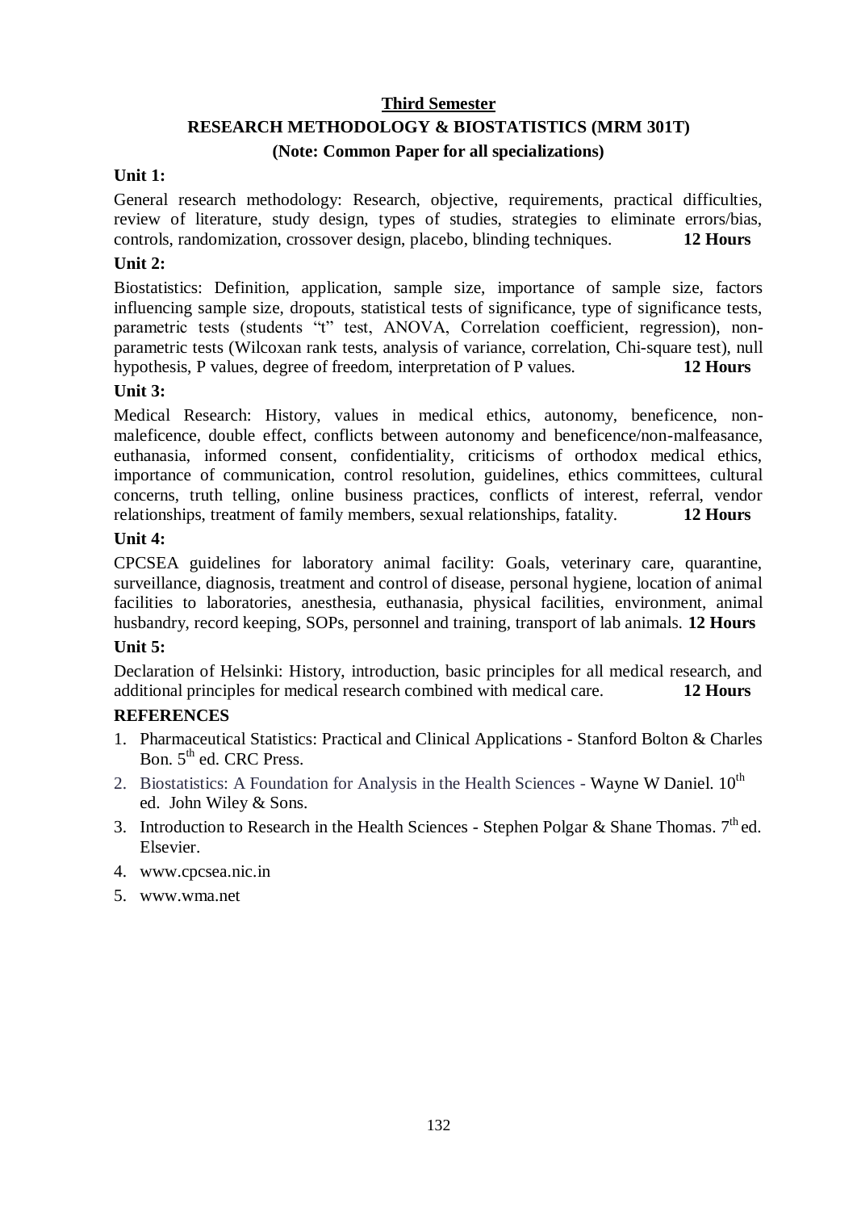## Third Semester

### RESEARCH METHODOLOGY & BIOSTATISTICS (MRM 301T)

**(Note: Common Paper for all specializations)**

**Unit 1:**

General research methodology: Research, objective, requirements, practical difficulties, review of literature, study design, types of studies, strategies to eliminate errors/bias, controls, randomization, crossover design, placebo, blinding techniques. **12 Hours**

**Unit 2:**

Biostatistics: Definition, application, sample size, importance of sample size, factors influencing sample size, dropouts, statistical tests of significance, type of significance tests, parametric tests (students "t" test, ANOVA, Correlation coefficient, regression), non-parametric tests (Wilcoxan rank tests, analysis of variance, correlation, Chi-square test), null hypothesis, P values, degree of freedom, interpretation of P values. **12 Hours**

**Unit 3:**

Medical Research: History, values in medical ethics, autonomy, beneficence, non-maleficence, double effect, conflicts between autonomy and beneficence/non-malfeasance, euthanasia, informed consent, confidentiality, criticisms of orthodox medical ethics, importance of communication, control resolution, guidelines, ethics committees, cultural concerns, truth telling, online business practices, conflicts of interest, referral, vendor relationships, treatment of family members, sexual relationships, fatality. **12 Hours**

**Unit 4:**

CPCSEA guidelines for laboratory animal facility: Goals, veterinary care, quarantine, surveillance, diagnosis, treatment and control of disease, personal hygiene, location of animal facilities to laboratories, anesthesia, euthanasia, physical facilities, environment, animal husbandry, record keeping, SOPs, personnel and training, transport of lab animals. **12 Hours**

**Unit 5:**

Declaration of Helsinki: History, introduction, basic principles for all medical research, and additional principles for medical research combined with medical care. **12 Hours**

**REFERENCES**

1. Pharmaceutical Statistics: Practical and Clinical Applications - Stanford Bolton & Charles Bon. 5th ed. CRC Press.
2. Biostatistics: A Foundation for Analysis in the Health Sciences - Wayne W Daniel. 10th ed. John Wiley & Sons.
3. Introduction to Research in the Health Sciences - Stephen Polgar & Shane Thomas. 7th ed. Elsevier.
4. www.cpcsea.nic.in
5. www.wma.net